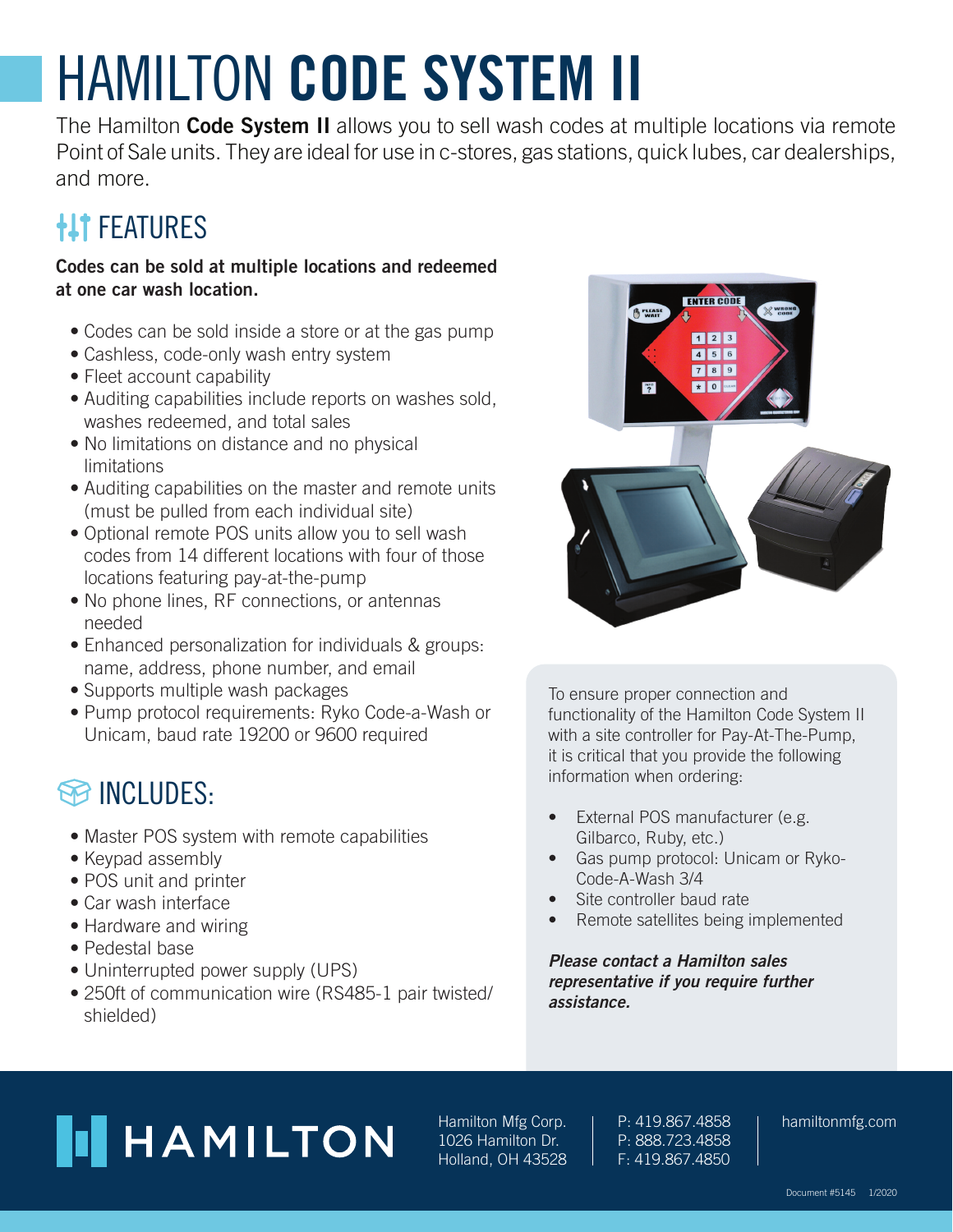# HAMILTON **CODE SYSTEM II**

The Hamilton **Code System II** allows you to sell wash codes at multiple locations via remote Point of Sale units. They are ideal for use in c-stores, gas stations, quick lubes, car dealerships, and more.

## FEATURES

**Codes can be sold at multiple locations and redeemed at one car wash location.**

- Codes can be sold inside a store or at the gas pump
- Cashless, code-only wash entry system
- Fleet account capability
- Auditing capabilities include reports on washes sold, washes redeemed, and total sales
- No limitations on distance and no physical limitations
- Auditing capabilities on the master and remote units (must be pulled from each individual site)
- Optional remote POS units allow you to sell wash codes from 14 different locations with four of those locations featuring pay-at-the-pump
- No phone lines, RF connections, or antennas needed
- Enhanced personalization for individuals & groups: name, address, phone number, and email
- Supports multiple wash packages
- Pump protocol requirements: Ryko Code-a-Wash or Unicam, baud rate 19200 or 9600 required

## INCLUDES:

- Master POS system with remote capabilities
- Keypad assembly
- POS unit and printer
- Car wash interface
- Hardware and wiring
- Pedestal base
- Uninterrupted power supply (UPS)
- 250ft of communication wire (RS485-1 pair twisted/shielded)

To ensure proper connection and functionality of the Hamilton Code System II with a site controller for Pay-At-The-Pump, it is critical that you provide the following information when ordering:

- External POS manufacturer (e.g. Gilbarco, Ruby, etc.)
- Gas pump protocol: Unicam or Ryko-Code-A-Wash 3/4
- Site controller baud rate
- Remote satellites being implemented

***Please contact a Hamilton sales representative if you require further assistance.***

HAMILTON

Hamilton Mfg Corp.
1026 Hamilton Dr.
Holland, OH 43528

P: 419.867.4858
P: 888.723.4858
F: 419.867.4850

hamiltonmfg.com

Document #5145 1/2020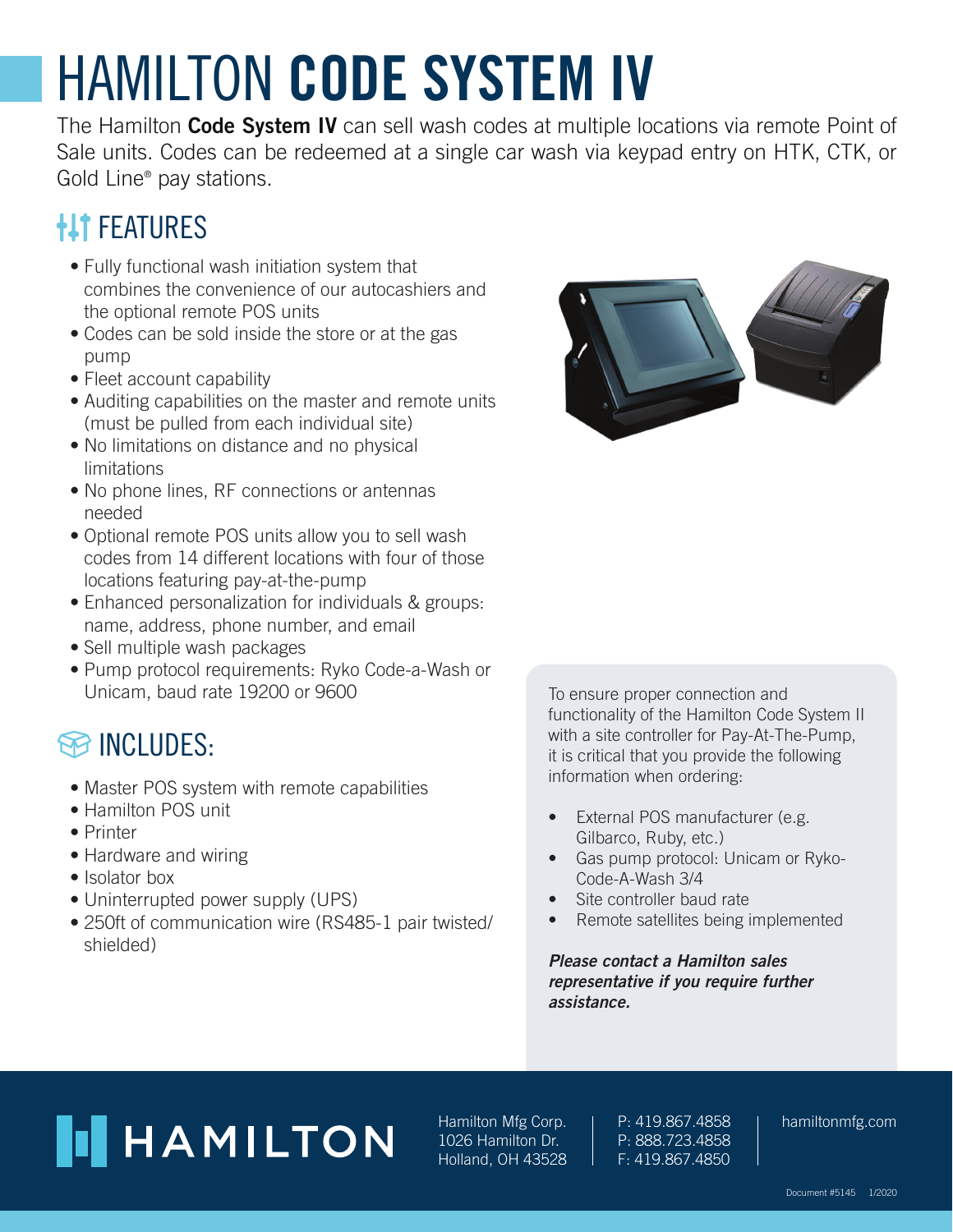# HAMILTON **CODE SYSTEM IV**

The Hamilton **Code System IV** can sell wash codes at multiple locations via remote Point of Sale units. Codes can be redeemed at a single car wash via keypad entry on HTK, CTK, or Gold Line® pay stations.

## FEATURES

- Fully functional wash initiation system that combines the convenience of our autocashiers and the optional remote POS units
- Codes can be sold inside the store or at the gas pump
- Fleet account capability
- Auditing capabilities on the master and remote units (must be pulled from each individual site)
- No limitations on distance and no physical limitations
- No phone lines, RF connections or antennas needed
- Optional remote POS units allow you to sell wash codes from 14 different locations with four of those locations featuring pay-at-the-pump
- Enhanced personalization for individuals & groups: name, address, phone number, and email
- Sell multiple wash packages
- Pump protocol requirements: Ryko Code-a-Wash or Unicam, baud rate 19200 or 9600

## INCLUDES:

- Master POS system with remote capabilities
- Hamilton POS unit
- Printer
- Hardware and wiring
- Isolator box
- Uninterrupted power supply (UPS)
- 250ft of communication wire (RS485-1 pair twisted/ shielded)

To ensure proper connection and functionality of the Hamilton Code System II with a site controller for Pay-At-The-Pump, it is critical that you provide the following information when ordering:

- External POS manufacturer (e.g. Gilbarco, Ruby, etc.)
- Gas pump protocol: Unicam or Ryko-Code-A-Wash 3/4
- Site controller baud rate
- Remote satellites being implemented

***Please contact a Hamilton sales representative if you require further assistance.***

HAMILTON

Hamilton Mfg Corp.
1026 Hamilton Dr.
Holland, OH 43528

P: 419.867.4858
P: 888.723.4858
F: 419.867.4850

hamiltonmfg.com

Document #5145 1/2020